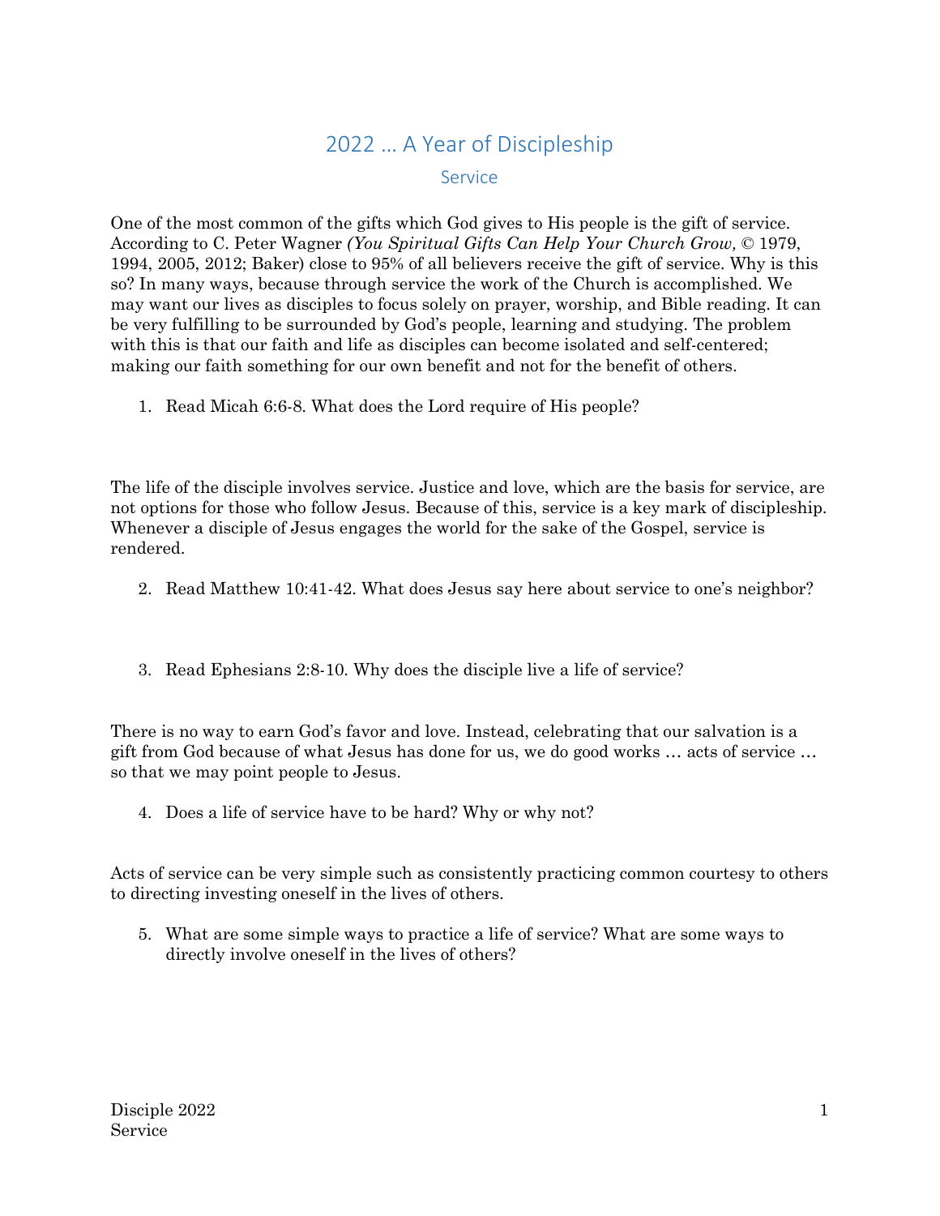# 2022 … A Year of Discipleship

## Service

One of the most common of the gifts which God gives to His people is the gift of service. According to C. Peter Wagner ***(You Spiritual Gifts Can Help Your Church Grow,*** © 1979, 1994, 2005, 2012; Baker) close to 95% of all believers receive the gift of service. Why is this so? In many ways, because through service the work of the Church is accomplished. We may want our lives as disciples to focus solely on prayer, worship, and Bible reading. It can be very fulfilling to be surrounded by God's people, learning and studying. The problem with this is that our faith and life as disciples can become isolated and self-centered; making our faith something for our own benefit and not for the benefit of others.

1. Read Micah 6:6-8. What does the Lord require of His people?

The life of the disciple involves service. Justice and love, which are the basis for service, are not options for those who follow Jesus. Because of this, service is a key mark of discipleship. Whenever a disciple of Jesus engages the world for the sake of the Gospel, service is rendered.

2. Read Matthew 10:41-42. What does Jesus say here about service to one's neighbor?

3. Read Ephesians 2:8-10. Why does the disciple live a life of service?

There is no way to earn God's favor and love. Instead, celebrating that our salvation is a gift from God because of what Jesus has done for us, we do good works … acts of service … so that we may point people to Jesus.

4. Does a life of service have to be hard? Why or why not?

Acts of service can be very simple such as consistently practicing common courtesy to others to directing investing oneself in the lives of others.

5. What are some simple ways to practice a life of service? What are some ways to directly involve oneself in the lives of others?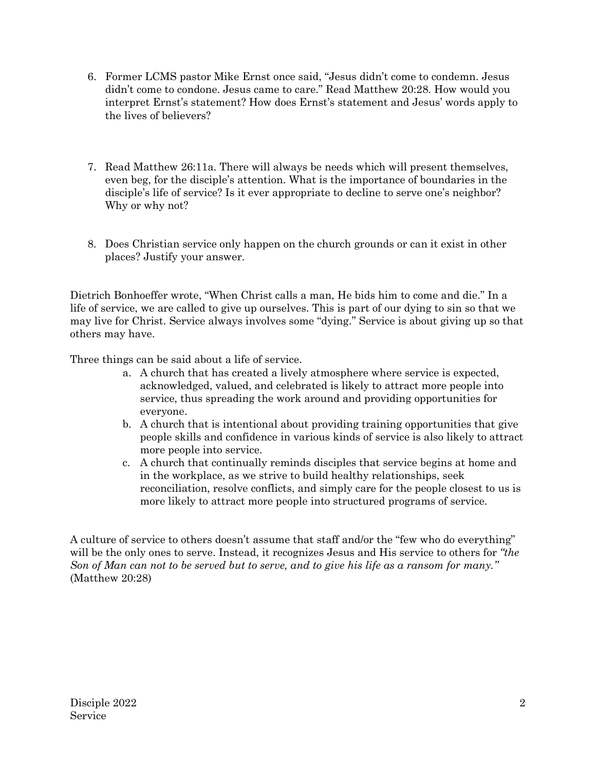6. Former LCMS pastor Mike Ernst once said, "Jesus didn't come to condemn. Jesus didn't come to condone. Jesus came to care." Read Matthew 20:28. How would you interpret Ernst's statement? How does Ernst's statement and Jesus' words apply to the lives of believers?

7. Read Matthew 26:11a. There will always be needs which will present themselves, even beg, for the disciple's attention. What is the importance of boundaries in the disciple's life of service? Is it ever appropriate to decline to serve one's neighbor? Why or why not?

8. Does Christian service only happen on the church grounds or can it exist in other places? Justify your answer.

Dietrich Bonhoeffer wrote, "When Christ calls a man, He bids him to come and die." In a life of service, we are called to give up ourselves. This is part of our dying to sin so that we may live for Christ. Service always involves some "dying." Service is about giving up so that others may have.

Three things can be said about a life of service.

a. A church that has created a lively atmosphere where service is expected, acknowledged, valued, and celebrated is likely to attract more people into service, thus spreading the work around and providing opportunities for everyone.
b. A church that is intentional about providing training opportunities that give people skills and confidence in various kinds of service is also likely to attract more people into service.
c. A church that continually reminds disciples that service begins at home and in the workplace, as we strive to build healthy relationships, seek reconciliation, resolve conflicts, and simply care for the people closest to us is more likely to attract more people into structured programs of service.

A culture of service to others doesn't assume that staff and/or the "few who do everything" will be the only ones to serve. Instead, it recognizes Jesus and His service to others for *"the Son of Man can not to be served but to serve, and to give his life as a ransom for many."* (Matthew 20:28)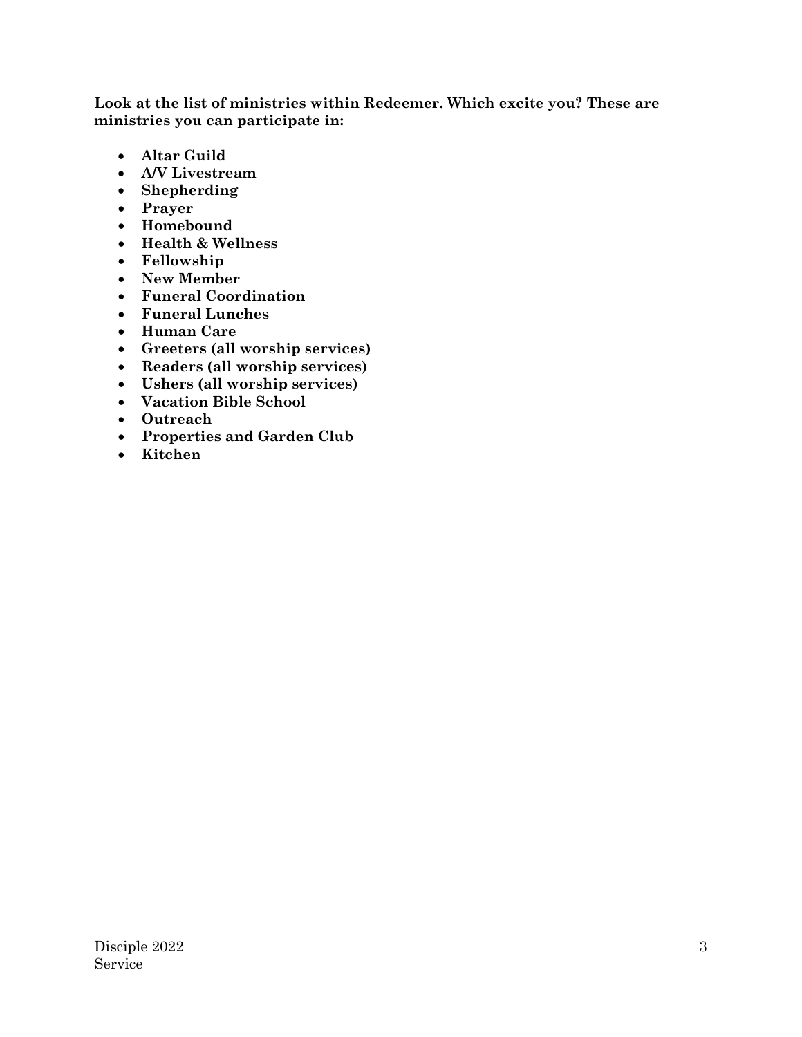**Look at the list of ministries within Redeemer. Which excite you? These are ministries you can participate in:**

- **Altar Guild**
- **A/V Livestream**
- **Shepherding**
- **Prayer**
- **Homebound**
- **Health & Wellness**
- **Fellowship**
- **New Member**
- **Funeral Coordination**
- **Funeral Lunches**
- **Human Care**
- **Greeters (all worship services)**
- **Readers (all worship services)**
- **Ushers (all worship services)**
- **Vacation Bible School**
- **Outreach**
- **Properties and Garden Club**
- **Kitchen**